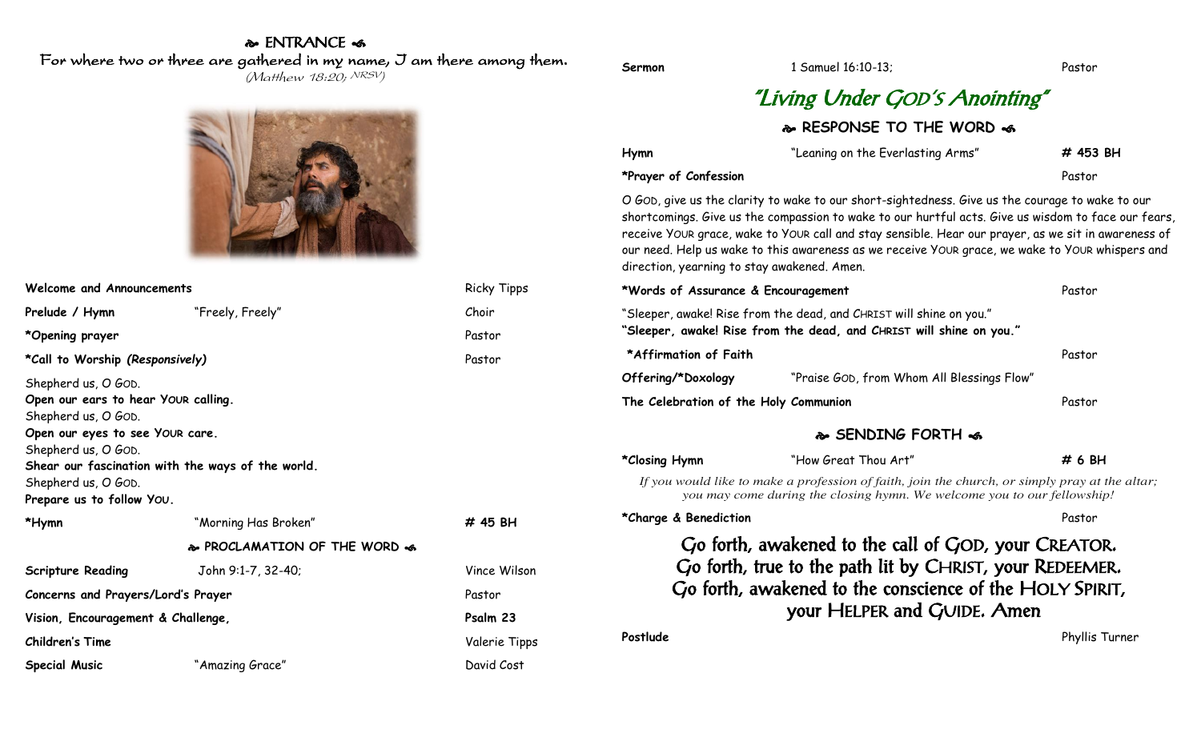## ENTRANCE

For where two or three are gathered in my name, I am there among them.
*(Matthew 18:20; NRSV)*

**Welcome and Announcements** — Ricky Tipps

**Prelude / Hymn** — "Freely, Freely" — Choir

**\*Opening prayer** — Pastor

**\*Call to Worship *(Responsively)*** — Pastor

Shepherd us, O GOD.
**Open our ears to hear YOUR calling.**
Shepherd us, O GOD.
**Open our eyes to see YOUR care.**
Shepherd us, O GOD.
**Shear our fascination with the ways of the world.**
Shepherd us, O GOD.
**Prepare us to follow YOU.**

**\*Hymn** — "Morning Has Broken" — **# 45 BH**

## PROCLAMATION OF THE WORD

**Scripture Reading** — John 9:1-7, 32-40; — Vince Wilson

**Concerns and Prayers/Lord's Prayer** — Pastor

**Vision, Encouragement & Challenge,** — **Psalm 23**

**Children's Time** — Valerie Tipps

**Special Music** — "Amazing Grace" — David Cost

**Sermon** — 1 Samuel 16:10-13; — Pastor

# "Living Under GOD's Anointing"

## RESPONSE TO THE WORD

**Hymn** — "Leaning on the Everlasting Arms" — **# 453 BH**

**\*Prayer of Confession** — Pastor

O GOD, give us the clarity to wake to our short-sightedness. Give us the courage to wake to our shortcomings. Give us the compassion to wake to our hurtful acts. Give us wisdom to face our fears, receive YOUR grace, wake to YOUR call and stay sensible. Hear our prayer, as we sit in awareness of our need. Help us wake to this awareness as we receive YOUR grace, we wake to YOUR whispers and direction, yearning to stay awakened. Amen.

**\*Words of Assurance & Encouragement** — Pastor

"Sleeper, awake! Rise from the dead, and CHRIST will shine on you."
**"Sleeper, awake! Rise from the dead, and CHRIST will shine on you."**

**\*Affirmation of Faith** — Pastor

**Offering/\*Doxology** — "Praise GOD, from Whom All Blessings Flow"

**The Celebration of the Holy Communion** — Pastor

## SENDING FORTH

**\*Closing Hymn** — "How Great Thou Art" — **# 6 BH**

*If you would like to make a profession of faith, join the church, or simply pray at the altar; you may come during the closing hymn. We welcome you to our fellowship!*

**\*Charge & Benediction** — Pastor

Go forth, awakened to the call of GOD, your CREATOR.
Go forth, true to the path lit by CHRIST, your REDEEMER.
Go forth, awakened to the conscience of the HOLY SPIRIT, your HELPER and GUIDE. Amen

**Postlude** — Phyllis Turner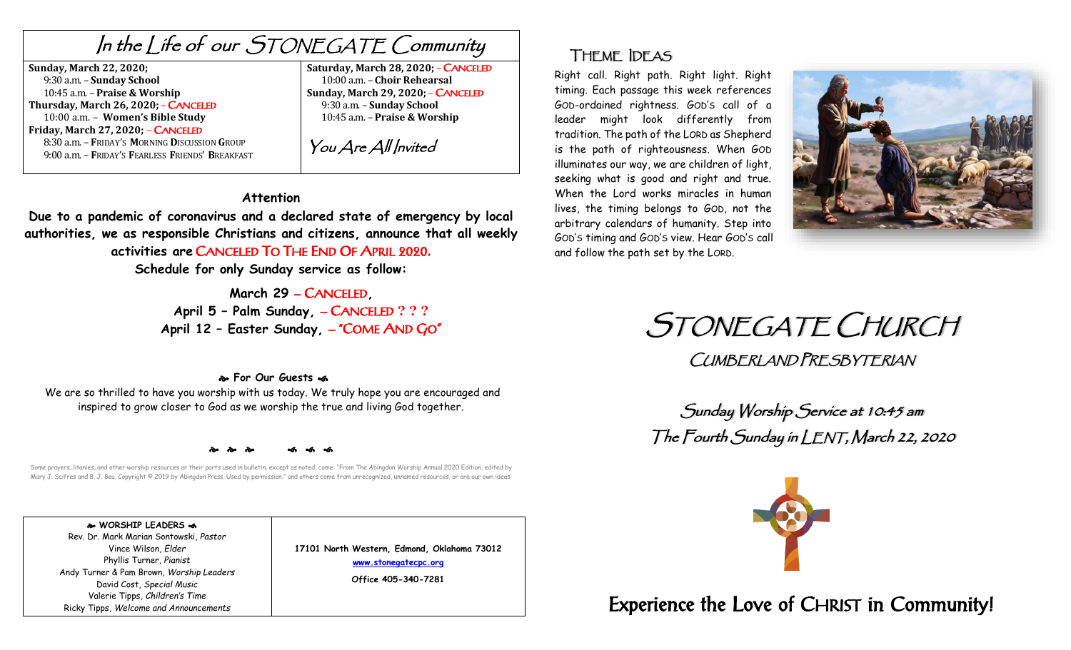# In the Life of our STONEGATE Community

**Sunday, March 22, 2020;**
9:30 a.m. – **Sunday School**
10:45 a.m. – **Praise & Worship**

**Thursday, March 26, 2020;** – CANCELED
10:00 a.m. – **Women's Bible Study**

**Friday, March 27, 2020;** – CANCELED
8:30 a.m. – FRIDAY'S MORNING DISCUSSION GROUP
9:00 a.m. – FRIDAY'S FEARLESS FRIENDS' BREAKFAST

**Saturday, March 28, 2020;** – CANCELED
10:00 a.m. – **Choir Rehearsal**

**Sunday, March 29, 2020;** – CANCELED
9:30 a.m. – **Sunday School**
10:45 a.m. – **Praise & Worship**

*You Are All Invited*

**Attention**

**Due to a pandemic of coronavirus and a declared state of emergency by local authorities, we as responsible Christians and citizens, announce that all weekly activities are** CANCELED TO THE END OF APRIL 2020.

**Schedule for only Sunday service as follow:**

**March 29** – CANCELED,
**April 5 – Palm Sunday,** – CANCELED ? ? ?
**April 12 – Easter Sunday,** – "COME AND GO"

**❧ For Our Guests ☙**

We are so thrilled to have you worship with us today. We truly hope you are encouraged and inspired to grow closer to God as we worship the true and living God together.

❧ ❧ ❧ ☙ ☙ ☙

Some prayers, litanies, and other worship resources or their parts used in bulletin, except as noted, come: "From The Abingdon Worship Annual 2020 Edition, edited by Mary J. Scifres and B. J. Beu. Copyright © 2019 by Abingdon Press. Used by permission." and others come from unrecognized, unnamed resources, or are our own ideas.

**❧ WORSHIP LEADERS ☙**

Rev. Dr. Mark Marian Sontowski, *Pastor*
Vince Wilson, *Elder*
Phyllis Turner, *Pianist*
Andy Turner & Pam Brown, *Worship Leaders*
David Cost, *Special Music*
Valerie Tipps, *Children's Time*
Ricky Tipps, *Welcome and Announcements*

**17101 North Western, Edmond, Oklahoma 73012**
**www.stonegatecpc.org**
**Office 405-340-7281**

## THEME IDEAS

Right call. Right path. Right light. Right timing. Each passage this week references GOD-ordained rightness. GOD'S call of a leader might look differently from tradition. The path of the LORD as Shepherd is the path of righteousness. When GOD illuminates our way, we are children of light, seeking what is good and right and true. When the Lord works miracles in human lives, the timing belongs to GOD, not the arbitrary calendars of humanity. Step into GOD'S timing and GOD'S view. Hear GOD'S call and follow the path set by the LORD.

# STONEGATE CHURCH

## CUMBERLAND PRESBYTERIAN

*Sunday Worship Service at 10:45 am*
*The Fourth Sunday in LENT, March 22, 2020*

**Experience the Love of CHRIST in Community!**